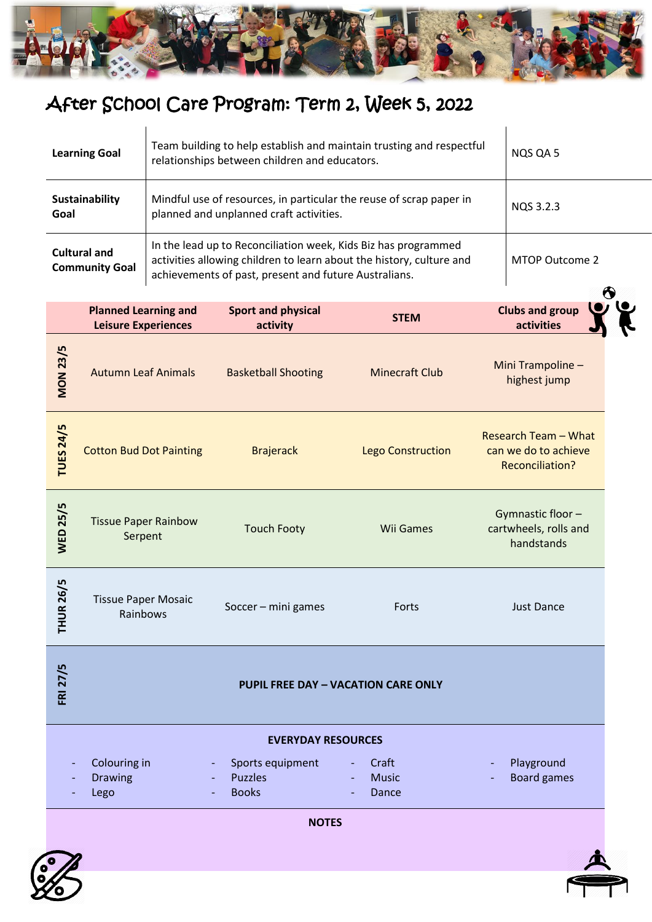# After School Care Program: Term 2, Week 5, 2022

| | | |
|---|---|---|
| **Learning Goal** | Team building to help establish and maintain trusting and respectful relationships between children and educators. | NQS QA 5 |
| **Sustainability Goal** | Mindful use of resources, in particular the reuse of scrap paper in planned and unplanned craft activities. | NQS 3.2.3 |
| **Cultural and Community Goal** | In the lead up to Reconciliation week, Kids Biz has programmed activities allowing children to learn about the history, culture and achievements of past, present and future Australians. | MTOP Outcome 2 |

| | Planned Learning and Leisure Experiences | Sport and physical activity | STEM | Clubs and group activities |
|---|---|---|---|---|
| **MON 23/5** | Autumn Leaf Animals | Basketball Shooting | Minecraft Club | Mini Trampoline – highest jump |
| **TUES 24/5** | Cotton Bud Dot Painting | Brajerack | Lego Construction | Research Team – What can we do to achieve Reconciliation? |
| **WED 25/5** | Tissue Paper Rainbow Serpent | Touch Footy | Wii Games | Gymnastic floor – cartwheels, rolls and handstands |
| **THUR 26/5** | Tissue Paper Mosaic Rainbows | Soccer – mini games | Forts | Just Dance |
| **FRI 27/5** | **PUPIL FREE DAY – VACATION CARE ONLY** | | | |

**EVERYDAY RESOURCES**

- Colouring in
- Drawing
- Lego
- Sports equipment
- Puzzles
- Books
- Craft
- Music
- Dance
- Playground
- Board games

**NOTES**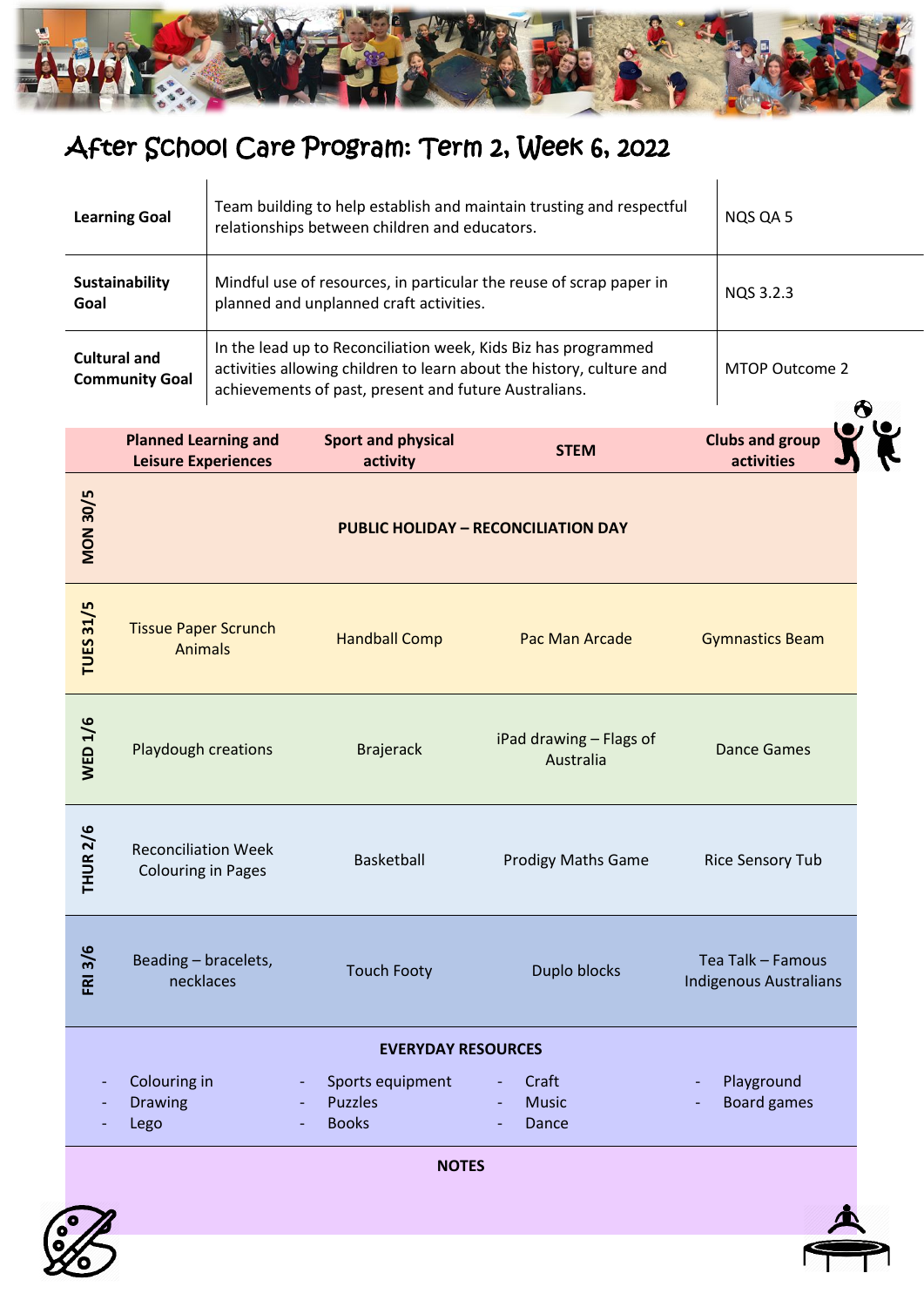# After School Care Program: Term 2, Week 6, 2022

| | | |
|---|---|---|
| **Learning Goal** | Team building to help establish and maintain trusting and respectful relationships between children and educators. | NQS QA 5 |
| **Sustainability Goal** | Mindful use of resources, in particular the reuse of scrap paper in planned and unplanned craft activities. | NQS 3.2.3 |
| **Cultural and Community Goal** | In the lead up to Reconciliation week, Kids Biz has programmed activities allowing children to learn about the history, culture and achievements of past, present and future Australians. | MTOP Outcome 2 |

| | Planned Learning and Leisure Experiences | Sport and physical activity | STEM | Clubs and group activities |
|---|---|---|---|---|
| **MON 30/5** | **PUBLIC HOLIDAY – RECONCILIATION DAY** | | | |
| **TUES 31/5** | Tissue Paper Scrunch Animals | Handball Comp | Pac Man Arcade | Gymnastics Beam |
| **WED 1/6** | Playdough creations | Brajerack | iPad drawing – Flags of Australia | Dance Games |
| **THUR 2/6** | Reconciliation Week Colouring in Pages | Basketball | Prodigy Maths Game | Rice Sensory Tub |
| **FRI 3/6** | Beading – bracelets, necklaces | Touch Footy | Duplo blocks | Tea Talk – Famous Indigenous Australians |

**EVERYDAY RESOURCES**

- Colouring in
- Drawing
- Lego

- Sports equipment
- Puzzles
- Books

- Craft
- Music
- Dance

- Playground
- Board games

**NOTES**